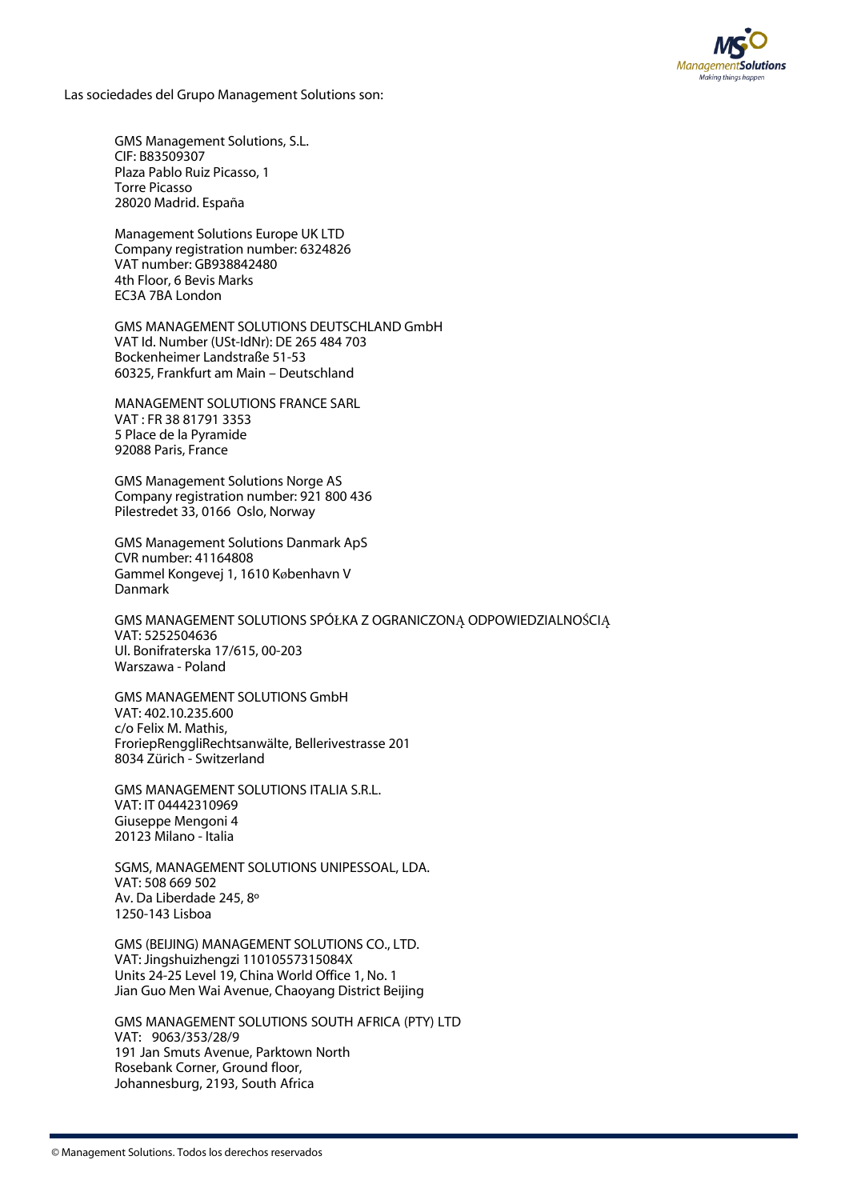Las sociedades del Grupo Management Solutions son:

GMS Management Solutions, S.L.
CIF: B83509307
Plaza Pablo Ruiz Picasso, 1
Torre Picasso
28020 Madrid. España

Management Solutions Europe UK LTD
Company registration number: 6324826
VAT number: GB938842480
4th Floor, 6 Bevis Marks
EC3A 7BA London

GMS MANAGEMENT SOLUTIONS DEUTSCHLAND GmbH
VAT Id. Number (USt-IdNr): DE 265 484 703
Bockenheimer Landstraße 51-53
60325, Frankfurt am Main – Deutschland

MANAGEMENT SOLUTIONS FRANCE SARL
VAT : FR 38 81791 3353
5 Place de la Pyramide
92088 Paris, France

GMS Management Solutions Norge AS
Company registration number: 921 800 436
Pilestredet 33, 0166 Oslo, Norway

GMS Management Solutions Danmark ApS
CVR number: 41164808
Gammel Kongevej 1, 1610 København V
Danmark

GMS MANAGEMENT SOLUTIONS SPÓŁKA Z OGRANICZONĄ ODPOWIEDZIALNOŚCIĄ
VAT: 5252504636
Ul. Bonifraterska 17/615, 00-203
Warszawa - Poland

GMS MANAGEMENT SOLUTIONS GmbH
VAT: 402.10.235.600
c/o Felix M. Mathis,
FroriepRenggliRechtsanwälte, Bellerivestrasse 201
8034 Zürich - Switzerland

GMS MANAGEMENT SOLUTIONS ITALIA S.R.L.
VAT: IT 04442310969
Giuseppe Mengoni 4
20123 Milano - Italia

SGMS, MANAGEMENT SOLUTIONS UNIPESSOAL, LDA.
VAT: 508 669 502
Av. Da Liberdade 245, 8º
1250-143 Lisboa

GMS (BEIJING) MANAGEMENT SOLUTIONS CO., LTD.
VAT: Jingshuizhengzi 11010557315084X
Units 24-25 Level 19, China World Office 1, No. 1
Jian Guo Men Wai Avenue, Chaoyang District Beijing

GMS MANAGEMENT SOLUTIONS SOUTH AFRICA (PTY) LTD
VAT: 9063/353/28/9
191 Jan Smuts Avenue, Parktown North
Rosebank Corner, Ground floor,
Johannesburg, 2193, South Africa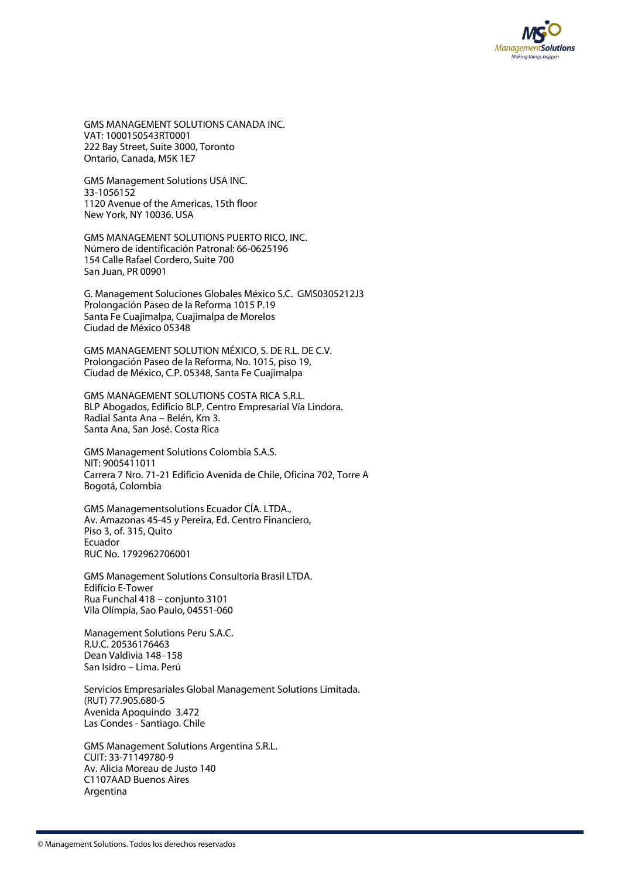GMS MANAGEMENT SOLUTIONS CANADA INC.
VAT: 1000150543RT0001
222 Bay Street, Suite 3000, Toronto
Ontario, Canada, M5K 1E7

GMS Management Solutions USA INC.
33-1056152
1120 Avenue of the Americas, 15th floor
New York, NY 10036. USA

GMS MANAGEMENT SOLUTIONS PUERTO RICO, INC.
Número de identificación Patronal: 66-0625196
154 Calle Rafael Cordero, Suite 700
San Juan, PR 00901

G. Management Soluciones Globales México S.C. GMS0305212J3
Prolongación Paseo de la Reforma 1015 P.19
Santa Fe Cuajimalpa, Cuajimalpa de Morelos
Ciudad de México 05348

GMS MANAGEMENT SOLUTION MÉXICO, S. DE R.L. DE C.V.
Prolongación Paseo de la Reforma, No. 1015, piso 19,
Ciudad de México, C.P. 05348, Santa Fe Cuajimalpa

GMS MANAGEMENT SOLUTIONS COSTA RICA S.R.L.
BLP Abogados, Edificio BLP, Centro Empresarial Vía Lindora.
Radial Santa Ana – Belén, Km 3.
Santa Ana, San José. Costa Rica

GMS Management Solutions Colombia S.A.S.
NIT: 9005411011
Carrera 7 Nro. 71-21 Edificio Avenida de Chile, Oficina 702, Torre A
Bogotá, Colombia

GMS Managementsolutions Ecuador CÍA. LTDA.,
Av. Amazonas 45-45 y Pereira, Ed. Centro Financiero,
Piso 3, of. 315, Quito
Ecuador
RUC No. 1792962706001

GMS Management Solutions Consultoria Brasil LTDA.
Edifício E-Tower
Rua Funchal 418 – conjunto 3101
Vila Olímpia, Sao Paulo, 04551-060

Management Solutions Peru S.A.C.
R.U.C. 20536176463
Dean Valdivia 148–158
San Isidro – Lima. Perú

Servicios Empresariales Global Management Solutions Limitada.
(RUT) 77.905.680-5
Avenida Apoquindo 3.472
Las Condes - Santiago. Chile

GMS Management Solutions Argentina S.R.L.
CUIT: 33-71149780-9
Av. Alicia Moreau de Justo 140
C1107AAD Buenos Aires
Argentina